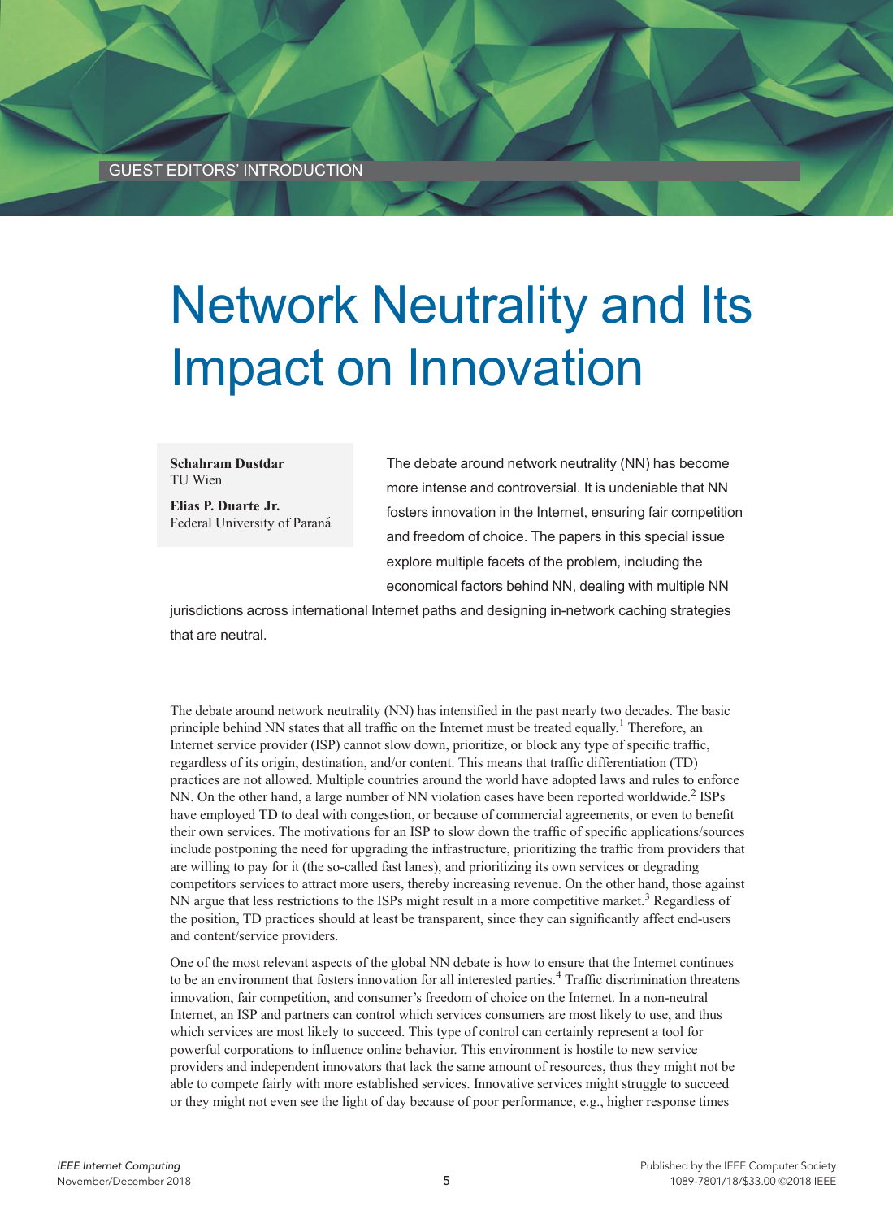GUEST EDITORS' INTRODUCTION

# Network Neutrality and Its Impact on Innovation

**Schahram Dustdar**
TU Wien

**Elias P. Duarte Jr.**
Federal University of Paraná

The debate around network neutrality (NN) has become more intense and controversial. It is undeniable that NN fosters innovation in the Internet, ensuring fair competition and freedom of choice. The papers in this special issue explore multiple facets of the problem, including the economical factors behind NN, dealing with multiple NN jurisdictions across international Internet paths and designing in-network caching strategies that are neutral.

The debate around network neutrality (NN) has intensified in the past nearly two decades. The basic principle behind NN states that all traffic on the Internet must be treated equally.[1] Therefore, an Internet service provider (ISP) cannot slow down, prioritize, or block any type of specific traffic, regardless of its origin, destination, and/or content. This means that traffic differentiation (TD) practices are not allowed. Multiple countries around the world have adopted laws and rules to enforce NN. On the other hand, a large number of NN violation cases have been reported worldwide.[2] ISPs have employed TD to deal with congestion, or because of commercial agreements, or even to benefit their own services. The motivations for an ISP to slow down the traffic of specific applications/sources include postponing the need for upgrading the infrastructure, prioritizing the traffic from providers that are willing to pay for it (the so-called fast lanes), and prioritizing its own services or degrading competitors services to attract more users, thereby increasing revenue. On the other hand, those against NN argue that less restrictions to the ISPs might result in a more competitive market.[3] Regardless of the position, TD practices should at least be transparent, since they can significantly affect end-users and content/service providers.

One of the most relevant aspects of the global NN debate is how to ensure that the Internet continues to be an environment that fosters innovation for all interested parties.[4] Traffic discrimination threatens innovation, fair competition, and consumer's freedom of choice on the Internet. In a non-neutral Internet, an ISP and partners can control which services consumers are most likely to use, and thus which services are most likely to succeed. This type of control can certainly represent a tool for powerful corporations to influence online behavior. This environment is hostile to new service providers and independent innovators that lack the same amount of resources, thus they might not be able to compete fairly with more established services. Innovative services might struggle to succeed or they might not even see the light of day because of poor performance, e.g., higher response times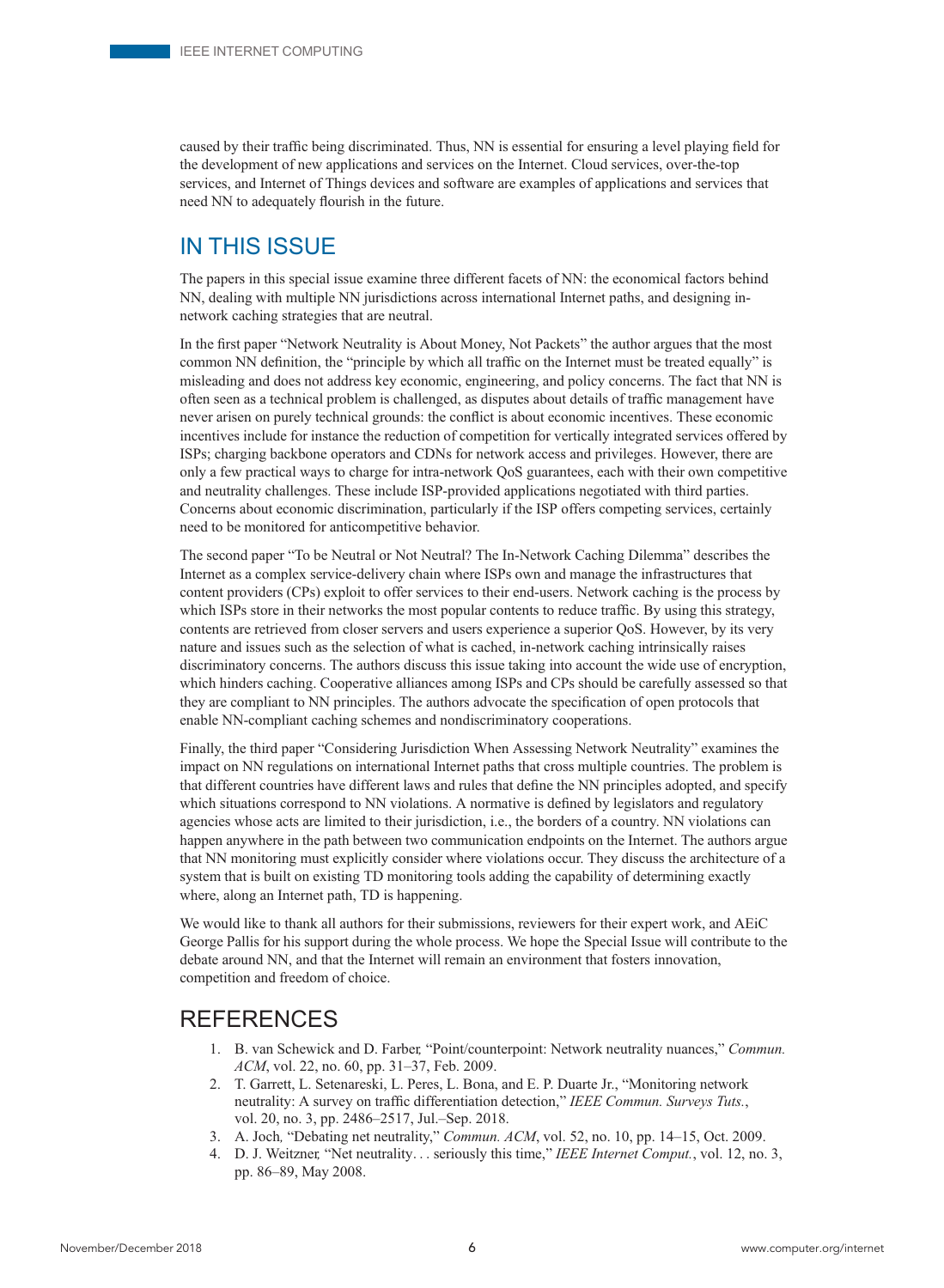caused by their traffic being discriminated. Thus, NN is essential for ensuring a level playing field for the development of new applications and services on the Internet. Cloud services, over-the-top services, and Internet of Things devices and software are examples of applications and services that need NN to adequately flourish in the future.

## IN THIS ISSUE

The papers in this special issue examine three different facets of NN: the economical factors behind NN, dealing with multiple NN jurisdictions across international Internet paths, and designing in-network caching strategies that are neutral.

In the first paper "Network Neutrality is About Money, Not Packets" the author argues that the most common NN definition, the "principle by which all traffic on the Internet must be treated equally" is misleading and does not address key economic, engineering, and policy concerns. The fact that NN is often seen as a technical problem is challenged, as disputes about details of traffic management have never arisen on purely technical grounds: the conflict is about economic incentives. These economic incentives include for instance the reduction of competition for vertically integrated services offered by ISPs; charging backbone operators and CDNs for network access and privileges. However, there are only a few practical ways to charge for intra-network QoS guarantees, each with their own competitive and neutrality challenges. These include ISP-provided applications negotiated with third parties. Concerns about economic discrimination, particularly if the ISP offers competing services, certainly need to be monitored for anticompetitive behavior.

The second paper "To be Neutral or Not Neutral? The In-Network Caching Dilemma" describes the Internet as a complex service-delivery chain where ISPs own and manage the infrastructures that content providers (CPs) exploit to offer services to their end-users. Network caching is the process by which ISPs store in their networks the most popular contents to reduce traffic. By using this strategy, contents are retrieved from closer servers and users experience a superior QoS. However, by its very nature and issues such as the selection of what is cached, in-network caching intrinsically raises discriminatory concerns. The authors discuss this issue taking into account the wide use of encryption, which hinders caching. Cooperative alliances among ISPs and CPs should be carefully assessed so that they are compliant to NN principles. The authors advocate the specification of open protocols that enable NN-compliant caching schemes and nondiscriminatory cooperations.

Finally, the third paper "Considering Jurisdiction When Assessing Network Neutrality" examines the impact on NN regulations on international Internet paths that cross multiple countries. The problem is that different countries have different laws and rules that define the NN principles adopted, and specify which situations correspond to NN violations. A normative is defined by legislators and regulatory agencies whose acts are limited to their jurisdiction, i.e., the borders of a country. NN violations can happen anywhere in the path between two communication endpoints on the Internet. The authors argue that NN monitoring must explicitly consider where violations occur. They discuss the architecture of a system that is built on existing TD monitoring tools adding the capability of determining exactly where, along an Internet path, TD is happening.

We would like to thank all authors for their submissions, reviewers for their expert work, and AEiC George Pallis for his support during the whole process. We hope the Special Issue will contribute to the debate around NN, and that the Internet will remain an environment that fosters innovation, competition and freedom of choice.

## REFERENCES

1. B. van Schewick and D. Farber, "Point/counterpoint: Network neutrality nuances," *Commun. ACM*, vol. 22, no. 60, pp. 31–37, Feb. 2009.
2. T. Garrett, L. Setenareski, L. Peres, L. Bona, and E. P. Duarte Jr., "Monitoring network neutrality: A survey on traffic differentiation detection," *IEEE Commun. Surveys Tuts.*, vol. 20, no. 3, pp. 2486–2517, Jul.–Sep. 2018.
3. A. Joch, "Debating net neutrality," *Commun. ACM*, vol. 52, no. 10, pp. 14–15, Oct. 2009.
4. D. J. Weitzner, "Net neutrality. . . seriously this time," *IEEE Internet Comput.*, vol. 12, no. 3, pp. 86–89, May 2008.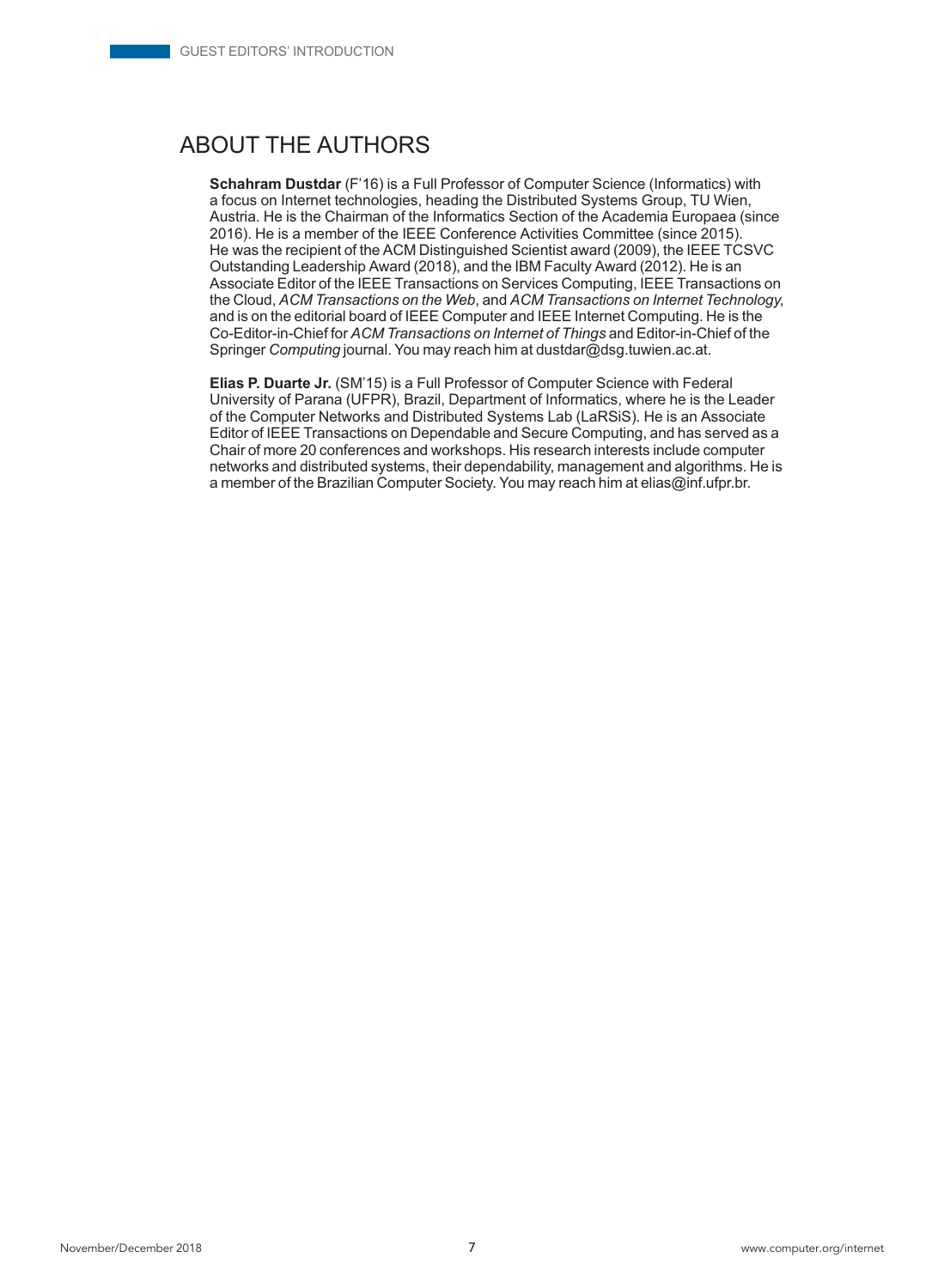## ABOUT THE AUTHORS

**Schahram Dustdar** (F'16) is a Full Professor of Computer Science (Informatics) with a focus on Internet technologies, heading the Distributed Systems Group, TU Wien, Austria. He is the Chairman of the Informatics Section of the Academia Europaea (since 2016). He is a member of the IEEE Conference Activities Committee (since 2015). He was the recipient of the ACM Distinguished Scientist award (2009), the IEEE TCSVC Outstanding Leadership Award (2018), and the IBM Faculty Award (2012). He is an Associate Editor of the IEEE Transactions on Services Computing, IEEE Transactions on the Cloud, *ACM Transactions on the Web*, and *ACM Transactions on Internet Technology*, and is on the editorial board of IEEE Computer and IEEE Internet Computing. He is the Co-Editor-in-Chief for *ACM Transactions on Internet of Things* and Editor-in-Chief of the Springer *Computing* journal. You may reach him at dustdar@dsg.tuwien.ac.at.

**Elias P. Duarte Jr.** (SM'15) is a Full Professor of Computer Science with Federal University of Parana (UFPR), Brazil, Department of Informatics, where he is the Leader of the Computer Networks and Distributed Systems Lab (LaRSiS). He is an Associate Editor of IEEE Transactions on Dependable and Secure Computing, and has served as a Chair of more 20 conferences and workshops. His research interests include computer networks and distributed systems, their dependability, management and algorithms. He is a member of the Brazilian Computer Society. You may reach him at elias@inf.ufpr.br.